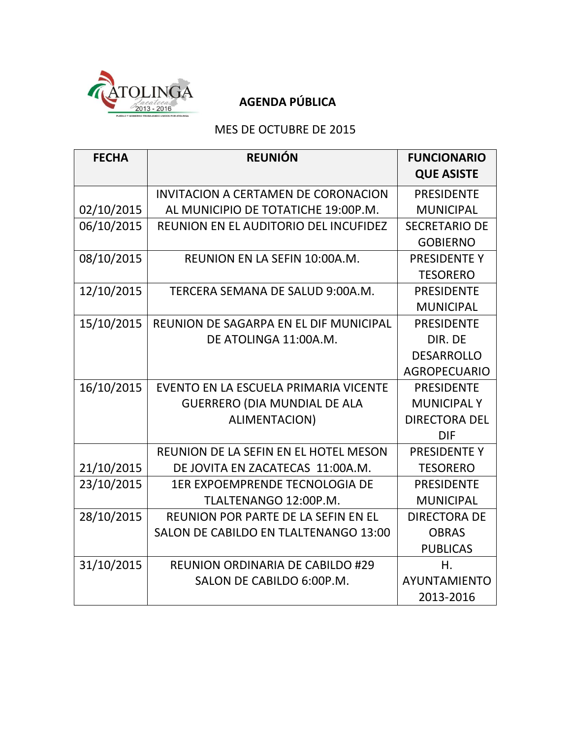# AGENDA PÚBLICA

MES DE OCTUBRE DE 2015

| FECHA | REUNIÓN | FUNCIONARIO QUE ASISTE |
|---|---|---|
| 02/10/2015 | INVITACION A CERTAMEN DE CORONACION AL MUNICIPIO DE TOTATICHE 19:00P.M. | PRESIDENTE MUNICIPAL |
| 06/10/2015 | REUNION EN EL AUDITORIO DEL INCUFIDEZ | SECRETARIO DE GOBIERNO |
| 08/10/2015 | REUNION EN LA SEFIN 10:00A.M. | PRESIDENTE Y TESORERO |
| 12/10/2015 | TERCERA SEMANA DE SALUD 9:00A.M. | PRESIDENTE MUNICIPAL |
| 15/10/2015 | REUNION DE SAGARPA EN EL DIF MUNICIPAL DE ATOLINGA 11:00A.M. | PRESIDENTE DIR. DE DESARROLLO AGROPECUARIO |
| 16/10/2015 | EVENTO EN LA ESCUELA PRIMARIA VICENTE GUERRERO (DIA MUNDIAL DE ALA ALIMENTACION) | PRESIDENTE MUNICIPAL Y DIRECTORA DEL DIF |
| 21/10/2015 | REUNION DE LA SEFIN EN EL HOTEL MESON DE JOVITA EN ZACATECAS 11:00A.M. | PRESIDENTE Y TESORERO |
| 23/10/2015 | 1ER EXPOEMPRENDE TECNOLOGIA DE TLALTENANGO 12:00P.M. | PRESIDENTE MUNICIPAL |
| 28/10/2015 | REUNION POR PARTE DE LA SEFIN EN EL SALON DE CABILDO EN TLALTENANGO 13:00 | DIRECTORA DE OBRAS PUBLICAS |
| 31/10/2015 | REUNION ORDINARIA DE CABILDO #29 SALON DE CABILDO 6:00P.M. | H. AYUNTAMIENTO 2013-2016 |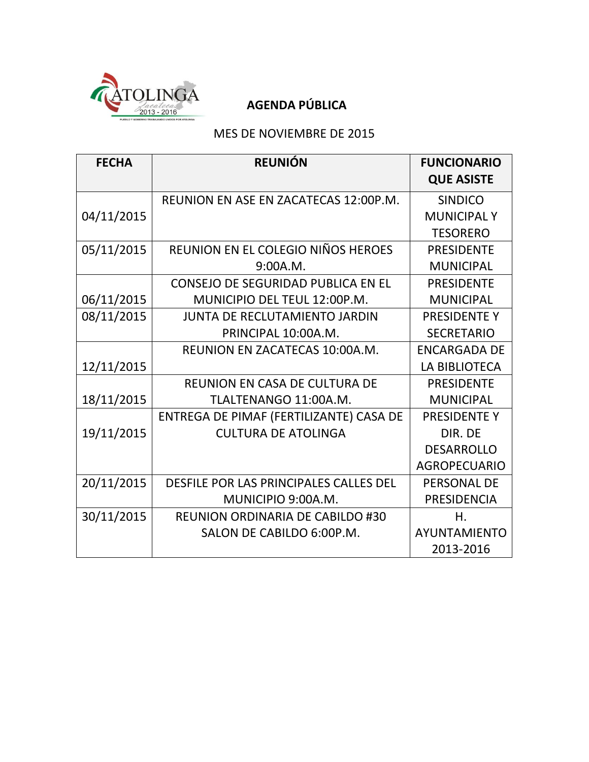## AGENDA PÚBLICA

MES DE NOVIEMBRE DE 2015

| FECHA | REUNIÓN | FUNCIONARIO QUE ASISTE |
|---|---|---|
| 04/11/2015 | REUNION EN ASE EN ZACATECAS 12:00P.M. | SINDICO MUNICIPAL Y TESORERO |
| 05/11/2015 | REUNION EN EL COLEGIO NIÑOS HEROES 9:00A.M. | PRESIDENTE MUNICIPAL |
| 06/11/2015 | CONSEJO DE SEGURIDAD PUBLICA EN EL MUNICIPIO DEL TEUL 12:00P.M. | PRESIDENTE MUNICIPAL |
| 08/11/2015 | JUNTA DE RECLUTAMIENTO JARDIN PRINCIPAL 10:00A.M. | PRESIDENTE Y SECRETARIO |
| 12/11/2015 | REUNION EN ZACATECAS 10:00A.M. | ENCARGADA DE LA BIBLIOTECA |
| 18/11/2015 | REUNION EN CASA DE CULTURA DE TLALTENANGO 11:00A.M. | PRESIDENTE MUNICIPAL |
| 19/11/2015 | ENTREGA DE PIMAF (FERTILIZANTE) CASA DE CULTURA DE ATOLINGA | PRESIDENTE Y DIR. DE DESARROLLO AGROPECUARIO |
| 20/11/2015 | DESFILE POR LAS PRINCIPALES CALLES DEL MUNICIPIO 9:00A.M. | PERSONAL DE PRESIDENCIA |
| 30/11/2015 | REUNION ORDINARIA DE CABILDO #30 SALON DE CABILDO 6:00P.M. | H. AYUNTAMIENTO 2013-2016 |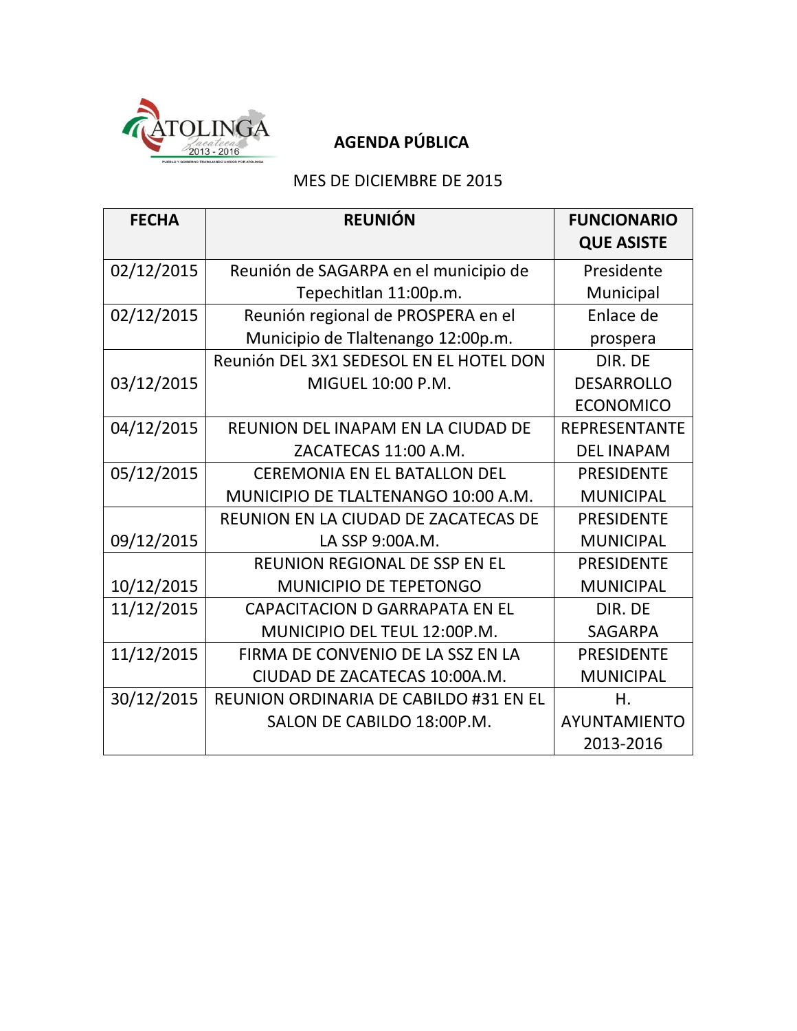## AGENDA PÚBLICA

MES DE DICIEMBRE DE 2015

| FECHA | REUNIÓN | FUNCIONARIO QUE ASISTE |
|---|---|---|
| 02/12/2015 | Reunión de SAGARPA en el municipio de Tepechitlan 11:00p.m. | Presidente Municipal |
| 02/12/2015 | Reunión regional de PROSPERA en el Municipio de Tlaltenango 12:00p.m. | Enlace de prospera |
| 03/12/2015 | Reunión DEL 3X1 SEDESOL EN EL HOTEL DON MIGUEL 10:00 P.M. | DIR. DE DESARROLLO ECONOMICO |
| 04/12/2015 | REUNION DEL INAPAM EN LA CIUDAD DE ZACATECAS 11:00 A.M. | REPRESENTANTE DEL INAPAM |
| 05/12/2015 | CEREMONIA EN EL BATALLON DEL MUNICIPIO DE TLALTENANGO 10:00 A.M. | PRESIDENTE MUNICIPAL |
| 09/12/2015 | REUNION EN LA CIUDAD DE ZACATECAS DE LA SSP 9:00A.M. | PRESIDENTE MUNICIPAL |
| 10/12/2015 | REUNION REGIONAL DE SSP EN EL MUNICIPIO DE TEPETONGO | PRESIDENTE MUNICIPAL |
| 11/12/2015 | CAPACITACION D GARRAPATA EN EL MUNICIPIO DEL TEUL 12:00P.M. | DIR. DE SAGARPA |
| 11/12/2015 | FIRMA DE CONVENIO DE LA SSZ EN LA CIUDAD DE ZACATECAS 10:00A.M. | PRESIDENTE MUNICIPAL |
| 30/12/2015 | REUNION ORDINARIA DE CABILDO #31 EN EL SALON DE CABILDO 18:00P.M. | H. AYUNTAMIENTO 2013-2016 |